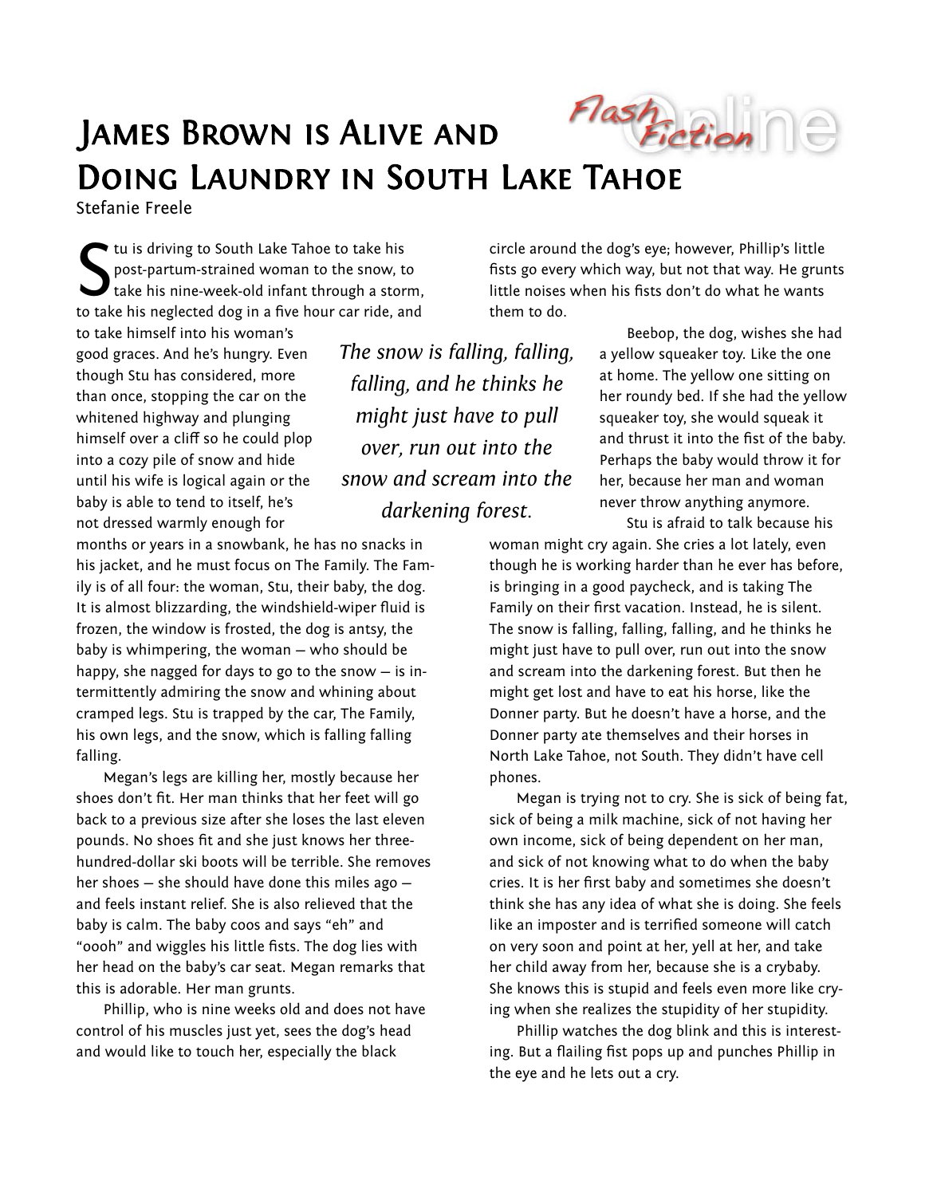# James Brown is Alive and Doing Laundry in South Lake Tahoe

Stefanie Freele

Stu is driving to South Lake Tahoe to take his post-partum-strained woman to the snow, to take his nine-week-old infant through a storm, to take his neglected dog in a five hour car ride, and to take himself into his woman's good graces. And he's hungry. Even though Stu has considered, more than once, stopping the car on the whitened highway and plunging himself over a cliff so he could plop into a cozy pile of snow and hide until his wife is logical again or the baby is able to tend to itself, he's not dressed warmly enough for months or years in a snowbank, he has no snacks in his jacket, and he must focus on The Family. The Family is of all four: the woman, Stu, their baby, the dog. It is almost blizzarding, the windshield-wiper fluid is frozen, the window is frosted, the dog is antsy, the baby is whimpering, the woman — who should be happy, she nagged for days to go to the snow — is intermittently admiring the snow and whining about cramped legs. Stu is trapped by the car, The Family, his own legs, and the snow, which is falling falling falling.

Megan's legs are killing her, mostly because her shoes don't fit. Her man thinks that her feet will go back to a previous size after she loses the last eleven pounds. No shoes fit and she just knows her three-hundred-dollar ski boots will be terrible. She removes her shoes — she should have done this miles ago — and feels instant relief. She is also relieved that the baby is calm. The baby coos and says "eh" and "oooh" and wiggles his little fists. The dog lies with her head on the baby's car seat. Megan remarks that this is adorable. Her man grunts.

Phillip, who is nine weeks old and does not have control of his muscles just yet, sees the dog's head and would like to touch her, especially the black circle around the dog's eye; however, Phillip's little fists go every which way, but not that way. He grunts little noises when his fists don't do what he wants them to do.

Beebop, the dog, wishes she had a yellow squeaker toy. Like the one at home. The yellow one sitting on her roundy bed. If she had the yellow squeaker toy, she would squeak it and thrust it into the fist of the baby. Perhaps the baby would throw it for her, because her man and woman never throw anything anymore.

Stu is afraid to talk because his woman might cry again. She cries a lot lately, even though he is working harder than he ever has before, is bringing in a good paycheck, and is taking The Family on their first vacation. Instead, he is silent. The snow is falling, falling, falling, and he thinks he might just have to pull over, run out into the snow and scream into the darkening forest. But then he might get lost and have to eat his horse, like the Donner party. But he doesn't have a horse, and the Donner party ate themselves and their horses in North Lake Tahoe, not South. They didn't have cell phones.

Megan is trying not to cry. She is sick of being fat, sick of being a milk machine, sick of not having her own income, sick of being dependent on her man, and sick of not knowing what to do when the baby cries. It is her first baby and sometimes she doesn't think she has any idea of what she is doing. She feels like an imposter and is terrified someone will catch on very soon and point at her, yell at her, and take her child away from her, because she is a crybaby. She knows this is stupid and feels even more like crying when she realizes the stupidity of her stupidity.

Phillip watches the dog blink and this is interesting. But a flailing fist pops up and punches Phillip in the eye and he lets out a cry.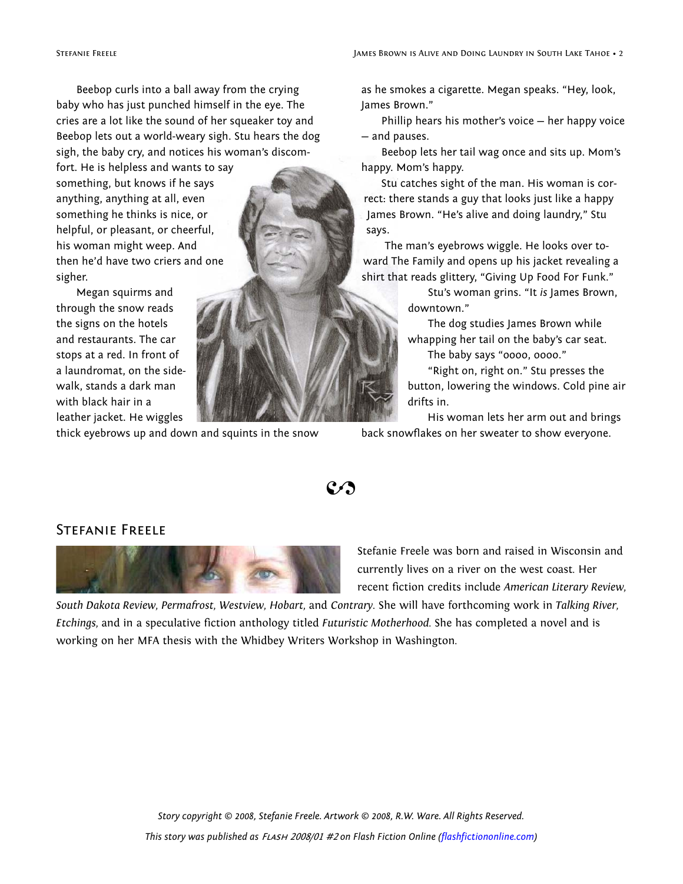Beebop curls into a ball away from the crying baby who has just punched himself in the eye. The cries are a lot like the sound of her squeaker toy and Beebop lets out a world-weary sigh. Stu hears the dog sigh, the baby cry, and notices his woman's discomfort. He is helpless and wants to say something, but knows if he says anything, anything at all, even something he thinks is nice, or helpful, or pleasant, or cheerful, his woman might weep. And then he'd have two criers and one sigher.

Megan squirms and through the snow reads the signs on the hotels and restaurants. The car stops at a red. In front of a laundromat, on the sidewalk, stands a dark man with black hair in a leather jacket. He wiggles thick eyebrows up and down and squints in the snow as he smokes a cigarette. Megan speaks. "Hey, look, James Brown."

Phillip hears his mother's voice – her happy voice – and pauses.

Beebop lets her tail wag once and sits up. Mom's happy. Mom's happy.

Stu catches sight of the man. His woman is correct: there stands a guy that looks just like a happy James Brown. "He's alive and doing laundry," Stu says.

The man's eyebrows wiggle. He looks over toward The Family and opens up his jacket revealing a shirt that reads glittery, "Giving Up Food For Funk."

Stu's woman grins. "It *is* James Brown, downtown."

The dog studies James Brown while whapping her tail on the baby's car seat.

The baby says "oooo, oooo."

"Right on, right on." Stu presses the button, lowering the windows. Cold pine air drifts in.

His woman lets her arm out and brings back snowflakes on her sweater to show everyone.

## Stefanie Freele

Stefanie Freele was born and raised in Wisconsin and currently lives on a river on the west coast. Her recent fiction credits include *American Literary Review, South Dakota Review, Permafrost, Westview, Hobart,* and *Contrary*. She will have forthcoming work in *Talking River, Etchings,* and in a speculative fiction anthology titled *Futuristic Motherhood.* She has completed a novel and is working on her MFA thesis with the Whidbey Writers Workshop in Washington.

*Story copyright © 2008, Stefanie Freele. Artwork © 2008, R.W. Ware. All Rights Reserved.*

*This story was published as FLASH 2008/01 #2 on Flash Fiction Online (flashfictiononline.com)*